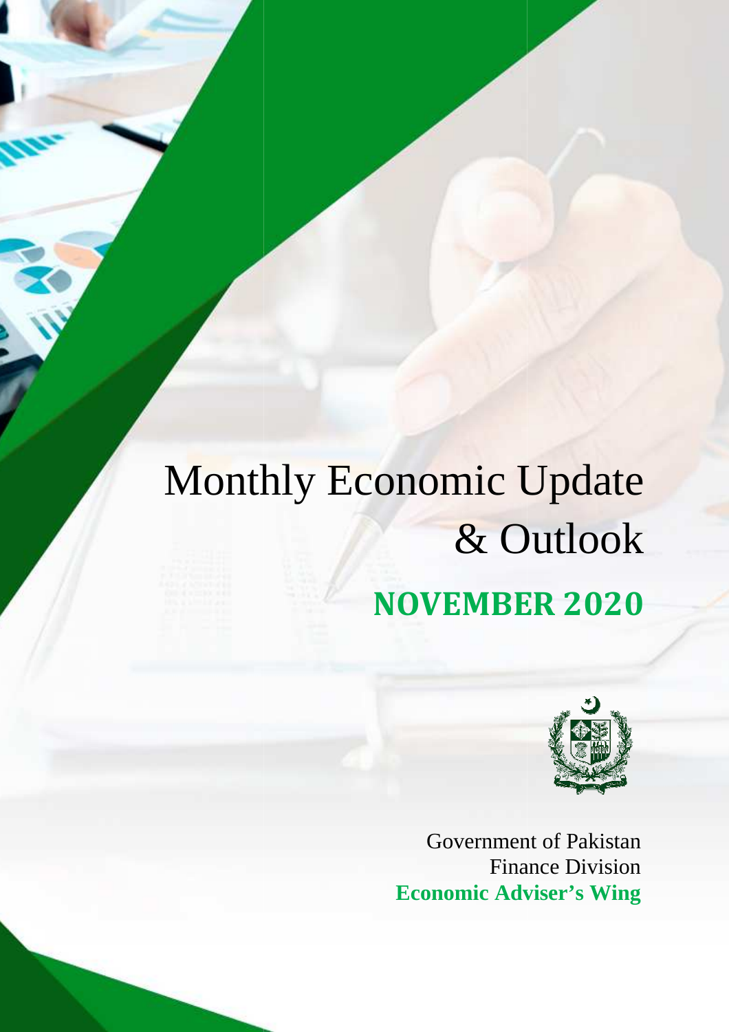# Monthly Economic Update & Outlook

## NOVEMBER 2020

Government of Pakistan
Finance Division
**Economic Adviser's Wing**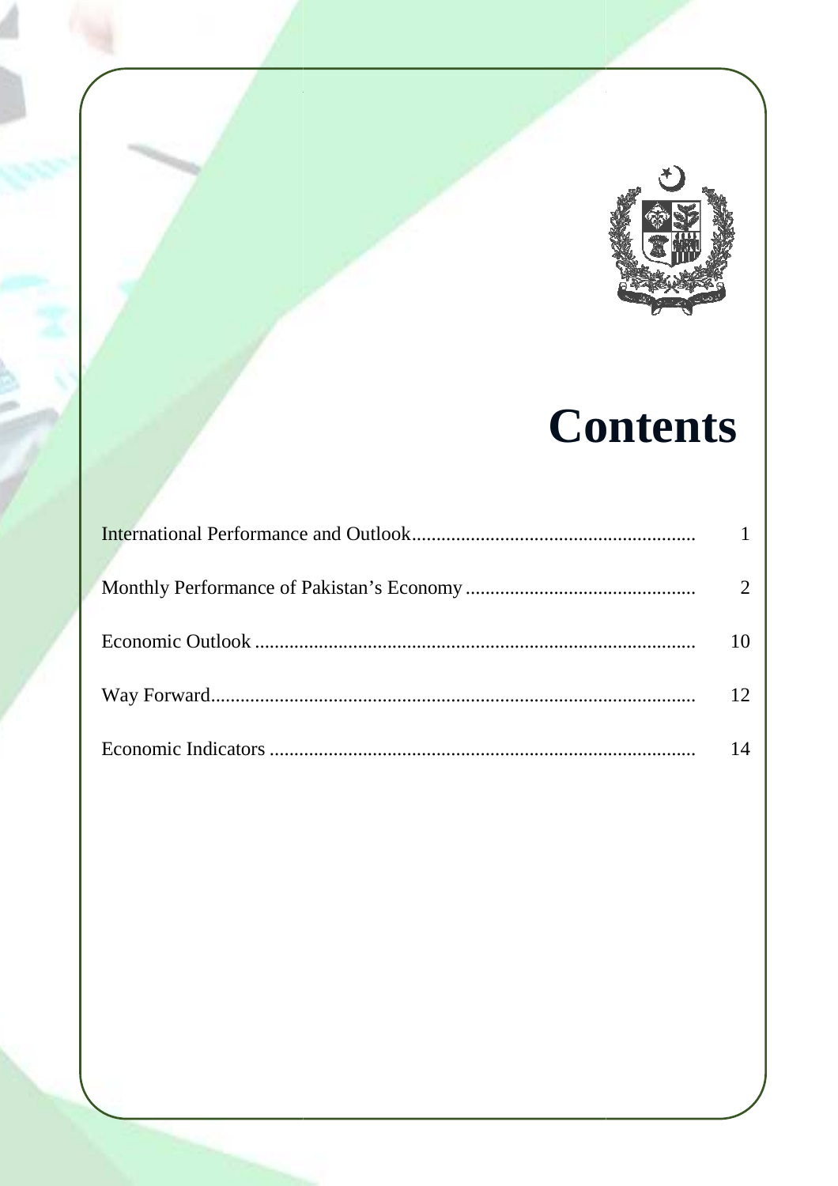# Contents

| | |
|---|---|
| International Performance and Outlook | 1 |
| Monthly Performance of Pakistan's Economy | 2 |
| Economic Outlook | 10 |
| Way Forward | 12 |
| Economic Indicators | 14 |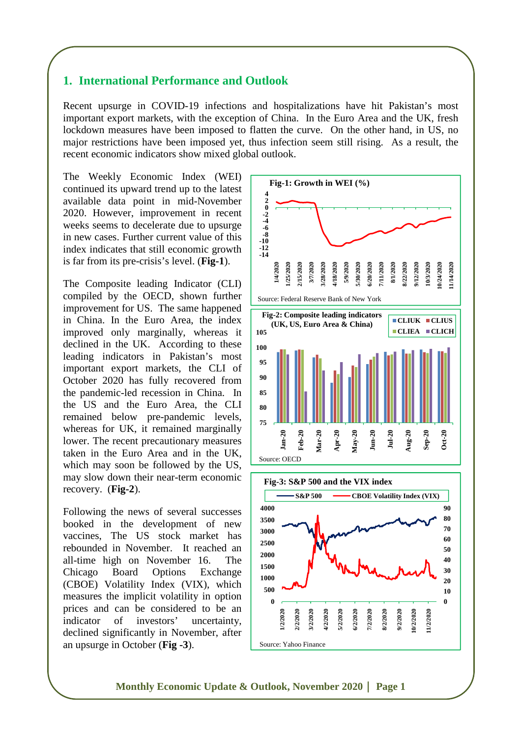## 1. International Performance and Outlook

Recent upsurge in COVID-19 infections and hospitalizations have hit Pakistan's most important export markets, with the exception of China. In the Euro Area and the UK, fresh lockdown measures have been imposed to flatten the curve. On the other hand, in US, no major restrictions have been imposed yet, thus infection seem still rising. As a result, the recent economic indicators show mixed global outlook.

The Weekly Economic Index (WEI) continued its upward trend up to the latest available data point in mid-November 2020. However, improvement in recent weeks seems to decelerate due to upsurge in new cases. Further current value of this index indicates that still economic growth is far from its pre-crisis's level. (**Fig-1**).

**Fig-1: Growth in WEI (%)**

Source: Federal Reserve Bank of New York

The Composite leading Indicator (CLI) compiled by the OECD, shown further improvement for US. The same happened in China. In the Euro Area, the index improved only marginally, whereas it declined in the UK. According to these leading indicators in Pakistan's most important export markets, the CLI of October 2020 has fully recovered from the pandemic-led recession in China. In the US and the Euro Area, the CLI remained below pre-pandemic levels, whereas for UK, it remained marginally lower. The recent precautionary measures taken in the Euro Area and in the UK, which may soon be followed by the US, may slow down their near-term economic recovery. (**Fig-2**).

**Fig-2: Composite leading indicators (UK, US, Euro Area & China)**

Source: OECD

Following the news of several successes booked in the development of new vaccines, The US stock market has rebounded in November. It reached an all-time high on November 16. The Chicago Board Options Exchange (CBOE) Volatility Index (VIX), which measures the implicit volatility in option prices and can be considered to be an indicator of investors' uncertainty, declined significantly in November, after an upsurge in October (**Fig -3**).

**Fig-3: S&P 500 and the VIX index**

Source: Yahoo Finance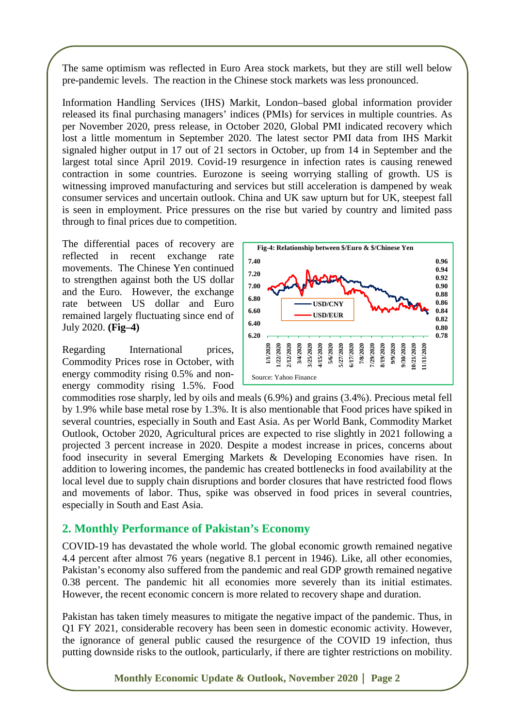The same optimism was reflected in Euro Area stock markets, but they are still well below pre-pandemic levels. The reaction in the Chinese stock markets was less pronounced.

Information Handling Services (IHS) Markit, London–based global information provider released its final purchasing managers' indices (PMIs) for services in multiple countries. As per November 2020, press release, in October 2020, Global PMI indicated recovery which lost a little momentum in September 2020. The latest sector PMI data from IHS Markit signaled higher output in 17 out of 21 sectors in October, up from 14 in September and the largest total since April 2019. Covid-19 resurgence in infection rates is causing renewed contraction in some countries. Eurozone is seeing worrying stalling of growth. US is witnessing improved manufacturing and services but still acceleration is dampened by weak consumer services and uncertain outlook. China and UK saw upturn but for UK, steepest fall is seen in employment. Price pressures on the rise but varied by country and limited pass through to final prices due to competition.

The differential paces of recovery are reflected in recent exchange rate movements. The Chinese Yen continued to strengthen against both the US dollar and the Euro. However, the exchange rate between US dollar and Euro remained largely fluctuating since end of July 2020. **(Fig–4)**

**Fig-4: Relationship between $/Euro & $/Chinese Yen**

Source: Yahoo Finance

Regarding International prices, Commodity Prices rose in October, with energy commodity rising 0.5% and non-energy commodity rising 1.5%. Food commodities rose sharply, led by oils and meals (6.9%) and grains (3.4%). Precious metal fell by 1.9% while base metal rose by 1.3%. It is also mentionable that Food prices have spiked in several countries, especially in South and East Asia. As per World Bank, Commodity Market Outlook, October 2020, Agricultural prices are expected to rise slightly in 2021 following a projected 3 percent increase in 2020. Despite a modest increase in prices, concerns about food insecurity in several Emerging Markets & Developing Economies have risen. In addition to lowering incomes, the pandemic has created bottlenecks in food availability at the local level due to supply chain disruptions and border closures that have restricted food flows and movements of labor. Thus, spike was observed in food prices in several countries, especially in South and East Asia.

## 2. Monthly Performance of Pakistan's Economy

COVID-19 has devastated the whole world. The global economic growth remained negative 4.4 percent after almost 76 years (negative 8.1 percent in 1946). Like, all other economies, Pakistan's economy also suffered from the pandemic and real GDP growth remained negative 0.38 percent. The pandemic hit all economies more severely than its initial estimates. However, the recent economic concern is more related to recovery shape and duration.

Pakistan has taken timely measures to mitigate the negative impact of the pandemic. Thus, in Q1 FY 2021, considerable recovery has been seen in domestic economic activity. However, the ignorance of general public caused the resurgence of the COVID 19 infection, thus putting downside risks to the outlook, particularly, if there are tighter restrictions on mobility.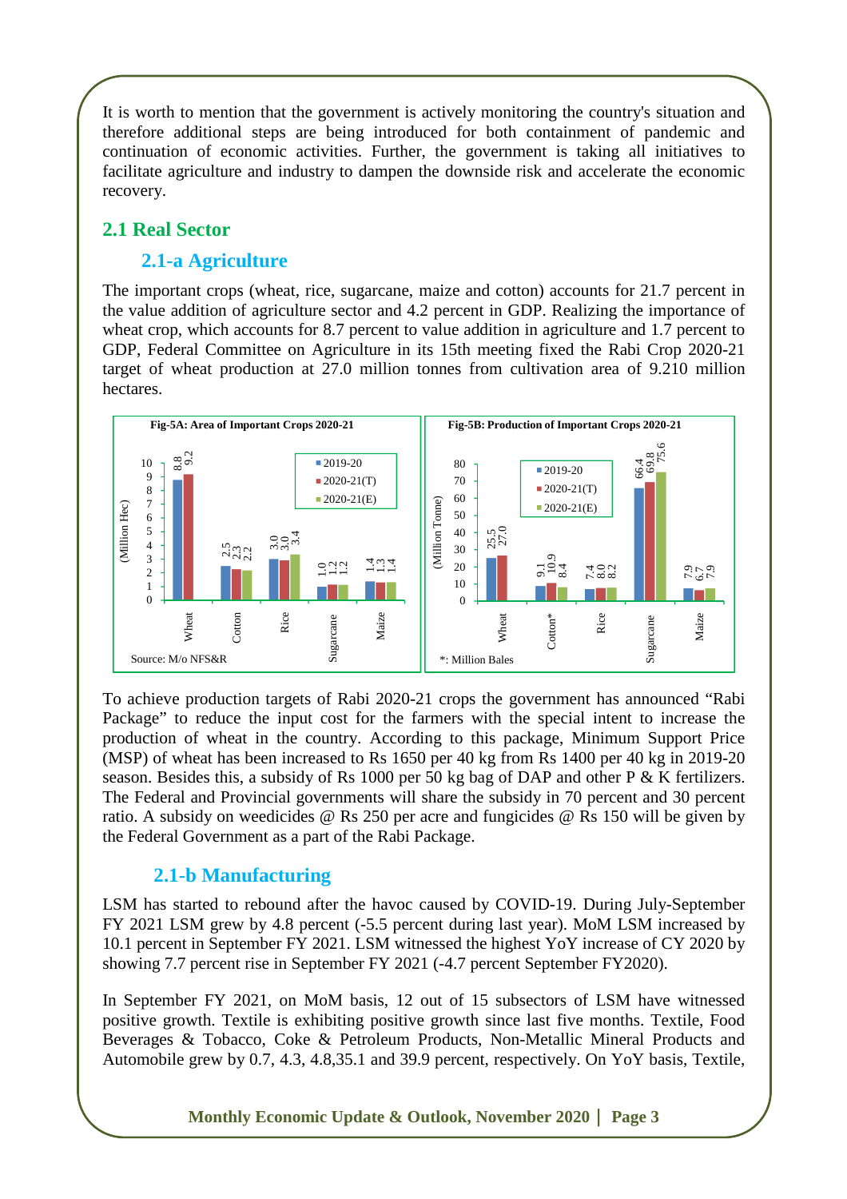It is worth to mention that the government is actively monitoring the country's situation and therefore additional steps are being introduced for both containment of pandemic and continuation of economic activities. Further, the government is taking all initiatives to facilitate agriculture and industry to dampen the downside risk and accelerate the economic recovery.

## 2.1 Real Sector

### 2.1-a Agriculture

The important crops (wheat, rice, sugarcane, maize and cotton) accounts for 21.7 percent in the value addition of agriculture sector and 4.2 percent in GDP. Realizing the importance of wheat crop, which accounts for 8.7 percent to value addition in agriculture and 1.7 percent to GDP, Federal Committee on Agriculture in its 15th meeting fixed the Rabi Crop 2020-21 target of wheat production at 27.0 million tonnes from cultivation area of 9.210 million hectares.

**Fig-5A: Area of Important Crops 2020-21**

(Million Hec)

| Crop | 2019-20 | 2020-21(T) | 2020-21(E) |
|---|---|---|---|
| Wheat | 8.8 | 9.2 | |
| Cotton | 2.5 | 2.3 | 2.2 |
| Rice | 3.0 | 3.0 | 3.4 |
| Sugarcane | 1.0 | 1.2 | 1.2 |
| Maize | 1.4 | 1.3 | 1.4 |

Source: M/o NFS&R

**Fig-5B: Production of Important Crops 2020-21**

(Million Tonne)

| Crop | 2019-20 | 2020-21(T) | 2020-21(E) |
|---|---|---|---|
| Wheat | 25.5 | 27.0 | |
| Cotton* | 9.1 | 10.9 | 8.4 |
| Rice | 7.4 | 8.0 | 8.2 |
| Sugarcane | 66.4 | 69.8 | 75.6 |
| Maize | 7.9 | 6.7 | 7.9 |

*: Million Bales

To achieve production targets of Rabi 2020-21 crops the government has announced "Rabi Package" to reduce the input cost for the farmers with the special intent to increase the production of wheat in the country. According to this package, Minimum Support Price (MSP) of wheat has been increased to Rs 1650 per 40 kg from Rs 1400 per 40 kg in 2019-20 season. Besides this, a subsidy of Rs 1000 per 50 kg bag of DAP and other P & K fertilizers. The Federal and Provincial governments will share the subsidy in 70 percent and 30 percent ratio. A subsidy on weedicides @ Rs 250 per acre and fungicides @ Rs 150 will be given by the Federal Government as a part of the Rabi Package.

### 2.1-b Manufacturing

LSM has started to rebound after the havoc caused by COVID-19. During July-September FY 2021 LSM grew by 4.8 percent (-5.5 percent during last year). MoM LSM increased by 10.1 percent in September FY 2021. LSM witnessed the highest YoY increase of CY 2020 by showing 7.7 percent rise in September FY 2021 (-4.7 percent September FY2020).

In September FY 2021, on MoM basis, 12 out of 15 subsectors of LSM have witnessed positive growth. Textile is exhibiting positive growth since last five months. Textile, Food Beverages & Tobacco, Coke & Petroleum Products, Non-Metallic Mineral Products and Automobile grew by 0.7, 4.3, 4.8,35.1 and 39.9 percent, respectively. On YoY basis, Textile,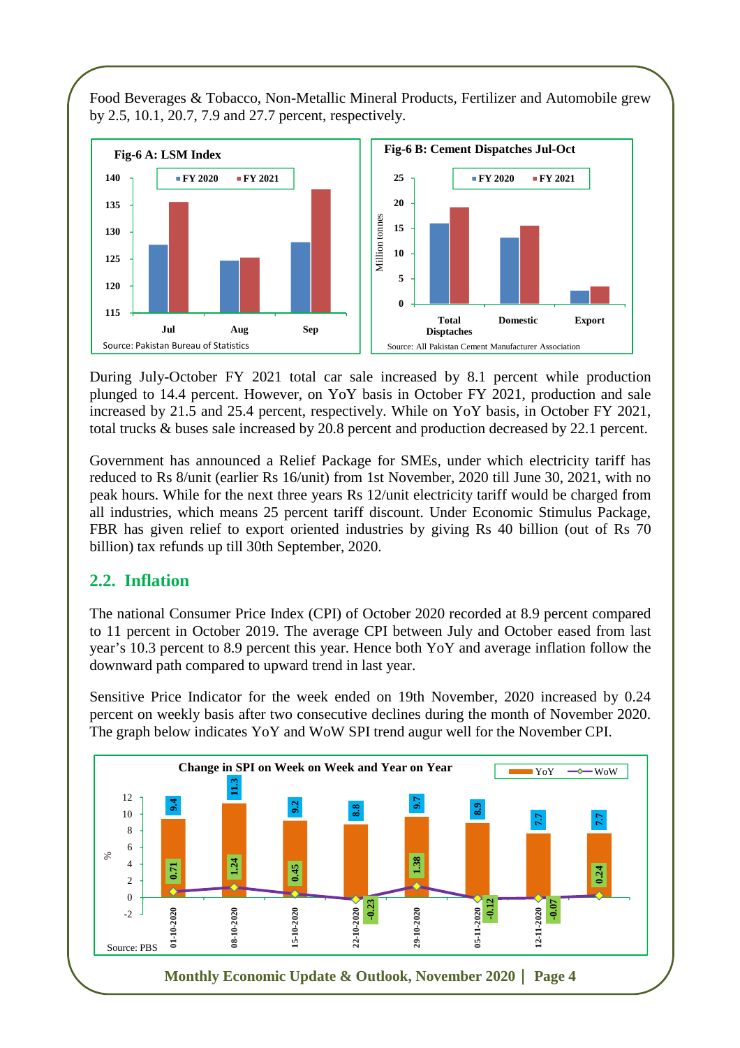Food Beverages & Tobacco, Non-Metallic Mineral Products, Fertilizer and Automobile grew by 2.5, 10.1, 20.7, 7.9 and 27.7 percent, respectively.

**Fig-6 A: LSM Index**

Source: Pakistan Bureau of Statistics

**Fig-6 B: Cement Dispatches Jul-Oct**

Source: All Pakistan Cement Manufacturer Association

During July-October FY 2021 total car sale increased by 8.1 percent while production plunged to 14.4 percent. However, on YoY basis in October FY 2021, production and sale increased by 21.5 and 25.4 percent, respectively. While on YoY basis, in October FY 2021, total trucks & buses sale increased by 20.8 percent and production decreased by 22.1 percent.

Government has announced a Relief Package for SMEs, under which electricity tariff has reduced to Rs 8/unit (earlier Rs 16/unit) from 1st November, 2020 till June 30, 2021, with no peak hours. While for the next three years Rs 12/unit electricity tariff would be charged from all industries, which means 25 percent tariff discount. Under Economic Stimulus Package, FBR has given relief to export oriented industries by giving Rs 40 billion (out of Rs 70 billion) tax refunds up till 30th September, 2020.

## 2.2. Inflation

The national Consumer Price Index (CPI) of October 2020 recorded at 8.9 percent compared to 11 percent in October 2019. The average CPI between July and October eased from last year's 10.3 percent to 8.9 percent this year. Hence both YoY and average inflation follow the downward path compared to upward trend in last year.

Sensitive Price Indicator for the week ended on 19th November, 2020 increased by 0.24 percent on weekly basis after two consecutive declines during the month of November 2020. The graph below indicates YoY and WoW SPI trend augur well for the November CPI.

**Change in SPI on Week on Week and Year on Year**

| Week | YoY (%) | WoW (%) |
|---|---|---|
| 01-10-2020 | 9.4 | 0.71 |
| 08-10-2020 | 11.3 | 1.24 |
| 15-10-2020 | 9.2 | 0.45 |
| 22-10-2020 | 8.8 | -0.23 |
| 29-10-2020 | 9.7 | 1.38 |
| 05-11-2020 | 8.9 | -0.12 |
| 12-11-2020 | 7.7 | -0.07 |
| 19-11-2020 | 7.7 | 0.24 |

Source: PBS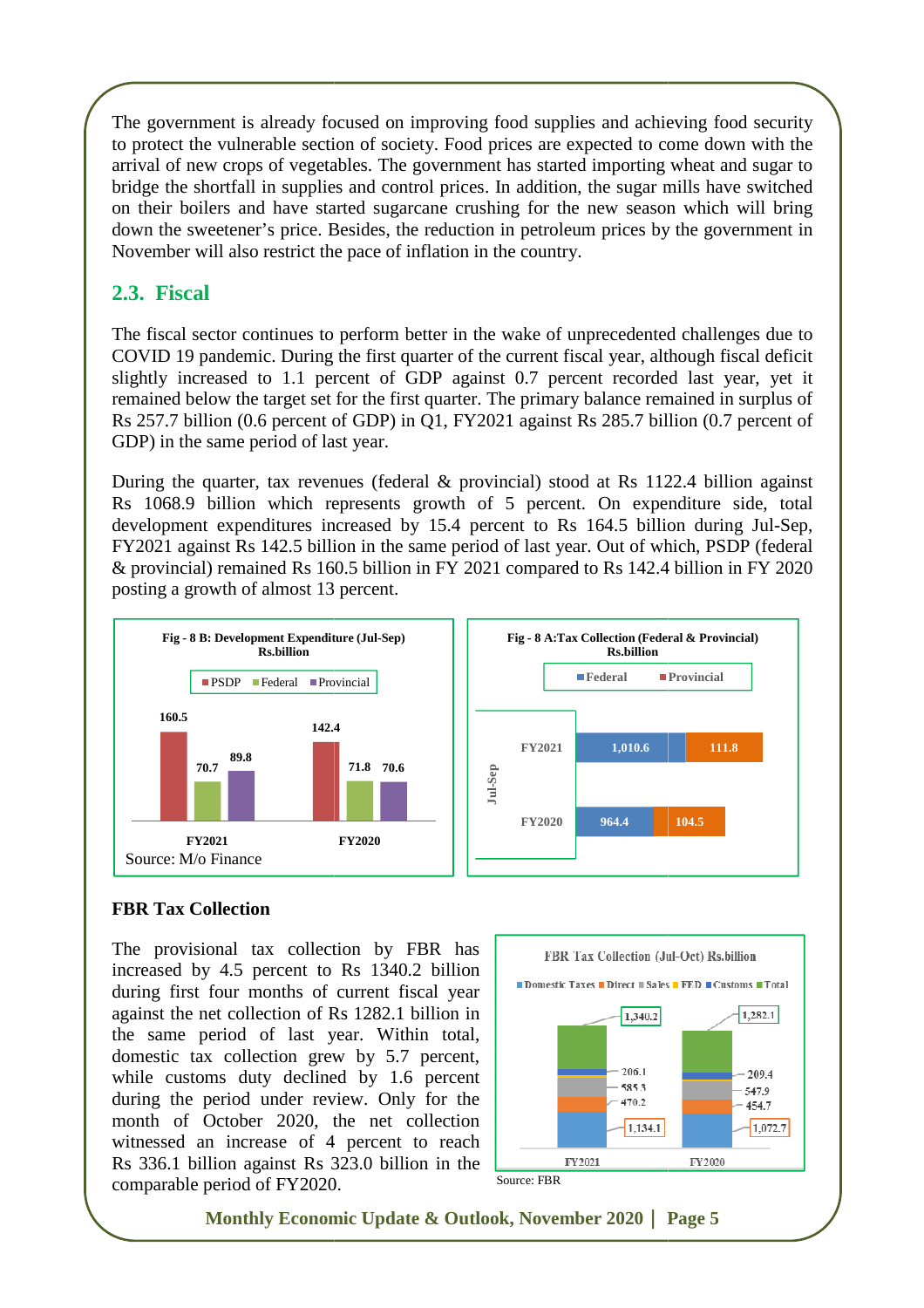The government is already focused on improving food supplies and achieving food security to protect the vulnerable section of society. Food prices are expected to come down with the arrival of new crops of vegetables. The government has started importing wheat and sugar to bridge the shortfall in supplies and control prices. In addition, the sugar mills have switched on their boilers and have started sugarcane crushing for the new season which will bring down the sweetener's price. Besides, the reduction in petroleum prices by the government in November will also restrict the pace of inflation in the country.

## 2.3. Fiscal

The fiscal sector continues to perform better in the wake of unprecedented challenges due to COVID 19 pandemic. During the first quarter of the current fiscal year, although fiscal deficit slightly increased to 1.1 percent of GDP against 0.7 percent recorded last year, yet it remained below the target set for the first quarter. The primary balance remained in surplus of Rs 257.7 billion (0.6 percent of GDP) in Q1, FY2021 against Rs 285.7 billion (0.7 percent of GDP) in the same period of last year.

During the quarter, tax revenues (federal & provincial) stood at Rs 1122.4 billion against Rs 1068.9 billion which represents growth of 5 percent. On expenditure side, total development expenditures increased by 15.4 percent to Rs 164.5 billion during Jul-Sep, FY2021 against Rs 142.5 billion in the same period of last year. Out of which, PSDP (federal & provincial) remained Rs 160.5 billion in FY 2021 compared to Rs 142.4 billion in FY 2020 posting a growth of almost 13 percent.

**Fig - 8 B: Development Expenditure (Jul-Sep) Rs.billion**

| | PSDP | Federal | Provincial |
|---|---|---|---|
| FY2021 | 160.5 | 70.7 | 89.8 |
| FY2020 | 142.4 | 71.8 | 70.6 |

Source: M/o Finance

**Fig - 8 A: Tax Collection (Federal & Provincial) Rs.billion**

| Jul-Sep | Federal | Provincial |
|---|---|---|
| FY2021 | 1,010.6 | 111.8 |
| FY2020 | 964.4 | 104.5 |

### FBR Tax Collection

The provisional tax collection by FBR has increased by 4.5 percent to Rs 1340.2 billion during first four months of current fiscal year against the net collection of Rs 1282.1 billion in the same period of last year. Within total, domestic tax collection grew by 5.7 percent, while customs duty declined by 1.6 percent during the period under review. Only for the month of October 2020, the net collection witnessed an increase of 4 percent to reach Rs 336.1 billion against Rs 323.0 billion in the comparable period of FY2020.

**FBR Tax Collection (Jul-Oct) Rs.billion**

| | Domestic Taxes | Direct | Sales | FED | Customs | Total |
|---|---|---|---|---|---|---|
| FY2021 | 1,134.1 | 470.2 | 585.3 | | 206.1 | 1,340.2 |
| FY2020 | 1,072.7 | 454.7 | 547.9 | | 209.4 | 1,282.1 |

Source: FBR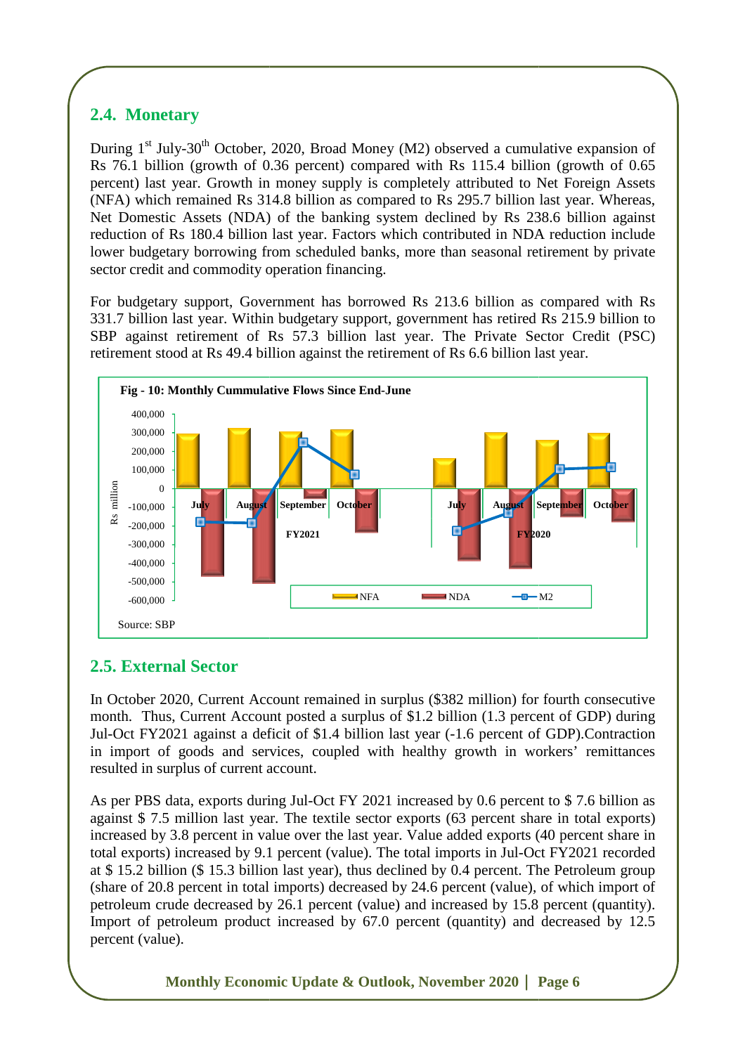## 2.4. Monetary

During 1st July-30th October, 2020, Broad Money (M2) observed a cumulative expansion of Rs 76.1 billion (growth of 0.36 percent) compared with Rs 115.4 billion (growth of 0.65 percent) last year. Growth in money supply is completely attributed to Net Foreign Assets (NFA) which remained Rs 314.8 billion as is compared to Rs 295.7 billion last year. Whereas, Net Domestic Assets (NDA) of the banking system declined by Rs 238.6 billion against reduction of Rs 180.4 billion last year. Factors which contributed in NDA reduction include lower budgetary borrowing from scheduled banks, more than seasonal retirement by private sector credit and commodity operation financing.

For budgetary support, Government has borrowed Rs 213.6 billion as compared with Rs 331.7 billion last year. Within budgetary support, government has retired Rs 215.9 billion to SBP against retirement of Rs 57.3 billion last year. The Private Sector Credit (PSC) retirement stood at Rs 49.4 billion against the retirement of Rs 6.6 billion last year.

**Fig - 10: Monthly Cummulative Flows Since End-June**

Source: SBP

## 2.5. External Sector

In October 2020, Current Account remained in surplus ($382 million) for fourth consecutive month. Thus, Current Account posted a surplus of $1.2 billion (1.3 percent of GDP) during Jul-Oct FY2021 against a deficit of $1.4 billion last year (-1.6 percent of GDP).Contraction in import of goods and services, coupled with healthy growth in workers' remittances resulted in surplus of current account.

As per PBS data, exports during Jul-Oct FY 2021 increased by 0.6 percent to $ 7.6 billion as against $ 7.5 million last year. The textile sector exports (63 percent share in total exports) increased by 3.8 percent in value over the last year. Value added exports (40 percent share in total exports) increased by 9.1 percent (value). The total imports in Jul-Oct FY2021 recorded at $ 15.2 billion ($ 15.3 billion last year), thus declined by 0.4 percent. The Petroleum group (share of 20.8 percent in total imports) decreased by 24.6 percent (value), of which import of petroleum crude decreased by 26.1 percent (value) and increased by 15.8 percent (quantity). Import of petroleum product increased by 67.0 percent (quantity) and decreased by 12.5 percent (value).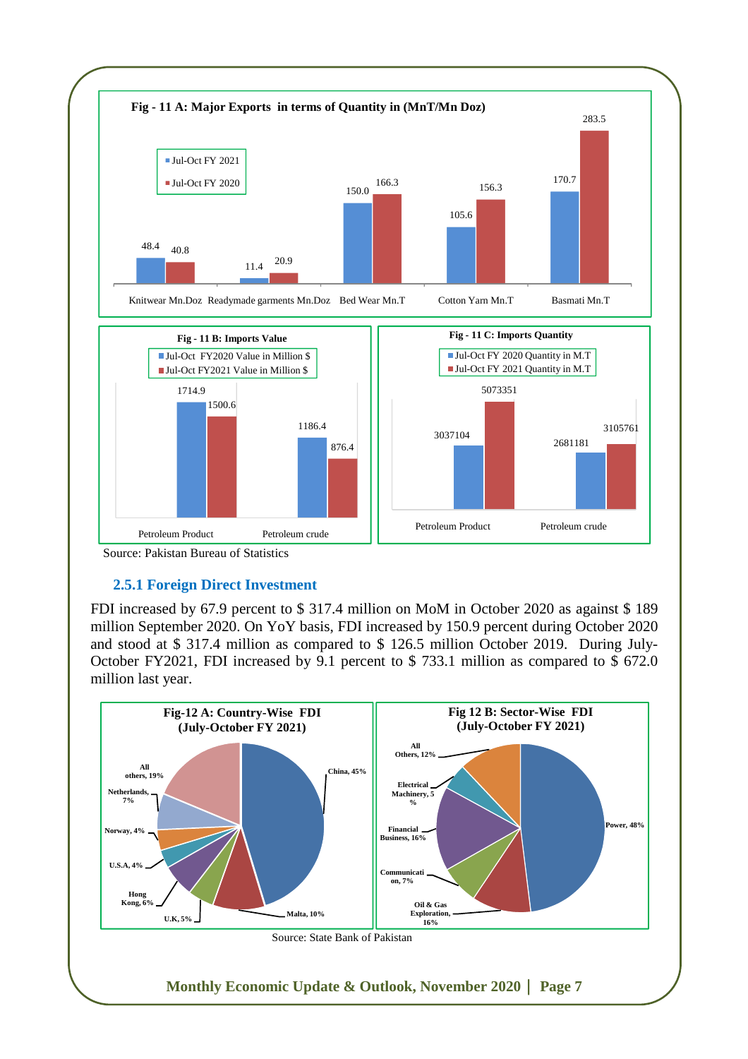**Fig - 11 A: Major Exports in terms of Quantity in (MnT/Mn Doz)**

| | Jul-Oct FY 2021 | Jul-Oct FY 2020 |
|---|---|---|
| Knitwear Mn.Doz | 48.4 | 40.8 |
| Readymade garments Mn.Doz | 11.4 | 20.9 |
| Bed Wear Mn.T | 150.0 | 166.3 |
| Cotton Yarn Mn.T | 105.6 | 156.3 |
| Basmati Mn.T | 170.7 | 283.5 |

**Fig - 11 B: Imports Value**

| | Jul-Oct FY2020 Value in Million $ | Jul-Oct FY2021 Value in Million $ |
|---|---|---|
| Petroleum Product | 1714.9 | 1500.6 |
| Petroleum crude | 1186.4 | 876.4 |

**Fig - 11 C: Imports Quantity**

| | Jul-Oct FY 2020 Quantity in M.T | Jul-Oct FY 2021 Quantity in M.T |
|---|---|---|
| Petroleum Product | 3037104 | 5073351 |
| Petroleum crude | 2681181 | 3105761 |

Source: Pakistan Bureau of Statistics

### 2.5.1 Foreign Direct Investment

FDI increased by 67.9 percent to $ 317.4 million on MoM in October 2020 as against $ 189 million September 2020. On YoY basis, FDI increased by 150.9 percent during October 2020 and stood at $ 317.4 million as compared to $ 126.5 million October 2019. During July-October FY2021, FDI increased by 9.1 percent to $ 733.1 million as compared to $ 672.0 million last year.

**Fig-12 A: Country-Wise FDI (July-October FY 2021)**

| Country | Share |
|---|---|
| China | 45% |
| Malta | 10% |
| U.K | 5% |
| Hong Kong | 6% |
| U.S.A | 4% |
| Norway | 4% |
| Netherlands | 7% |
| All others | 19% |

**Fig 12 B: Sector-Wise FDI (July-October FY 2021)**

| Sector | Share |
|---|---|
| Power | 48% |
| Oil & Gas Exploration | 16% |
| Communication | 7% |
| Financial Business | 16% |
| Electrical Machinery | 5% |
| All Others | 12% |

Source: State Bank of Pakistan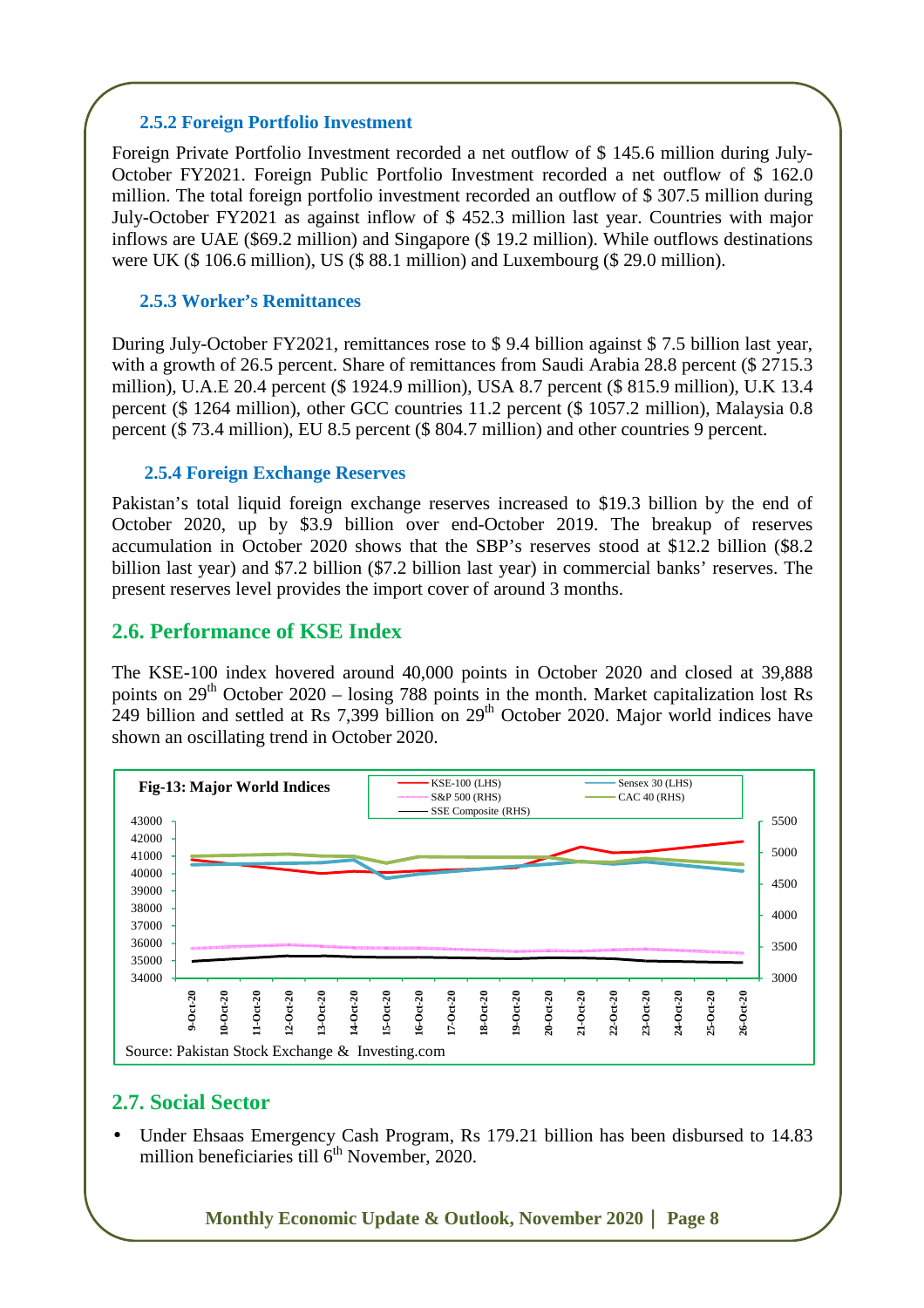### 2.5.2 Foreign Portfolio Investment

Foreign Private Portfolio Investment recorded a net outflow of \$ 145.6 million during July-October FY2021. Foreign Public Portfolio Investment recorded a net outflow of \$ 162.0 million. The total foreign portfolio investment recorded an outflow of \$ 307.5 million during July-October FY2021 as against inflow of \$ 452.3 million last year. Countries with major inflows are UAE (\$69.2 million) and Singapore (\$ 19.2 million). While outflows destinations were UK (\$ 106.6 million), US (\$ 88.1 million) and Luxembourg (\$ 29.0 million).

### 2.5.3 Worker's Remittances

During July-October FY2021, remittances rose to \$ 9.4 billion against \$ 7.5 billion last year, with a growth of 26.5 percent. Share of remittances from Saudi Arabia 28.8 percent (\$ 2715.3 million), U.A.E 20.4 percent (\$ 1924.9 million), USA 8.7 percent (\$ 815.9 million), U.K 13.4 percent (\$ 1264 million), other GCC countries 11.2 percent (\$ 1057.2 million), Malaysia 0.8 percent (\$ 73.4 million), EU 8.5 percent (\$ 804.7 million) and other countries 9 percent.

### 2.5.4 Foreign Exchange Reserves

Pakistan's total liquid foreign exchange reserves increased to \$19.3 billion by the end of October 2020, up by \$3.9 billion over end-October 2019. The breakup of reserves accumulation in October 2020 shows that the SBP's reserves stood at \$12.2 billion (\$8.2 billion last year) and \$7.2 billion (\$7.2 billion last year) in commercial banks' reserves. The present reserves level provides the import cover of around 3 months.

## 2.6. Performance of KSE Index

The KSE-100 index hovered around 40,000 points in October 2020 and closed at 39,888 points on 29th October 2020 – losing 788 points in the month. Market capitalization lost Rs 249 billion and settled at Rs 7,399 billion on 29th October 2020. Major world indices have shown an oscillating trend in October 2020.

**Fig-13: Major World Indices**

Source: Pakistan Stock Exchange & Investing.com

## 2.7. Social Sector

- Under Ehsaas Emergency Cash Program, Rs 179.21 billion has been disbursed to 14.83 million beneficiaries till 6th November, 2020.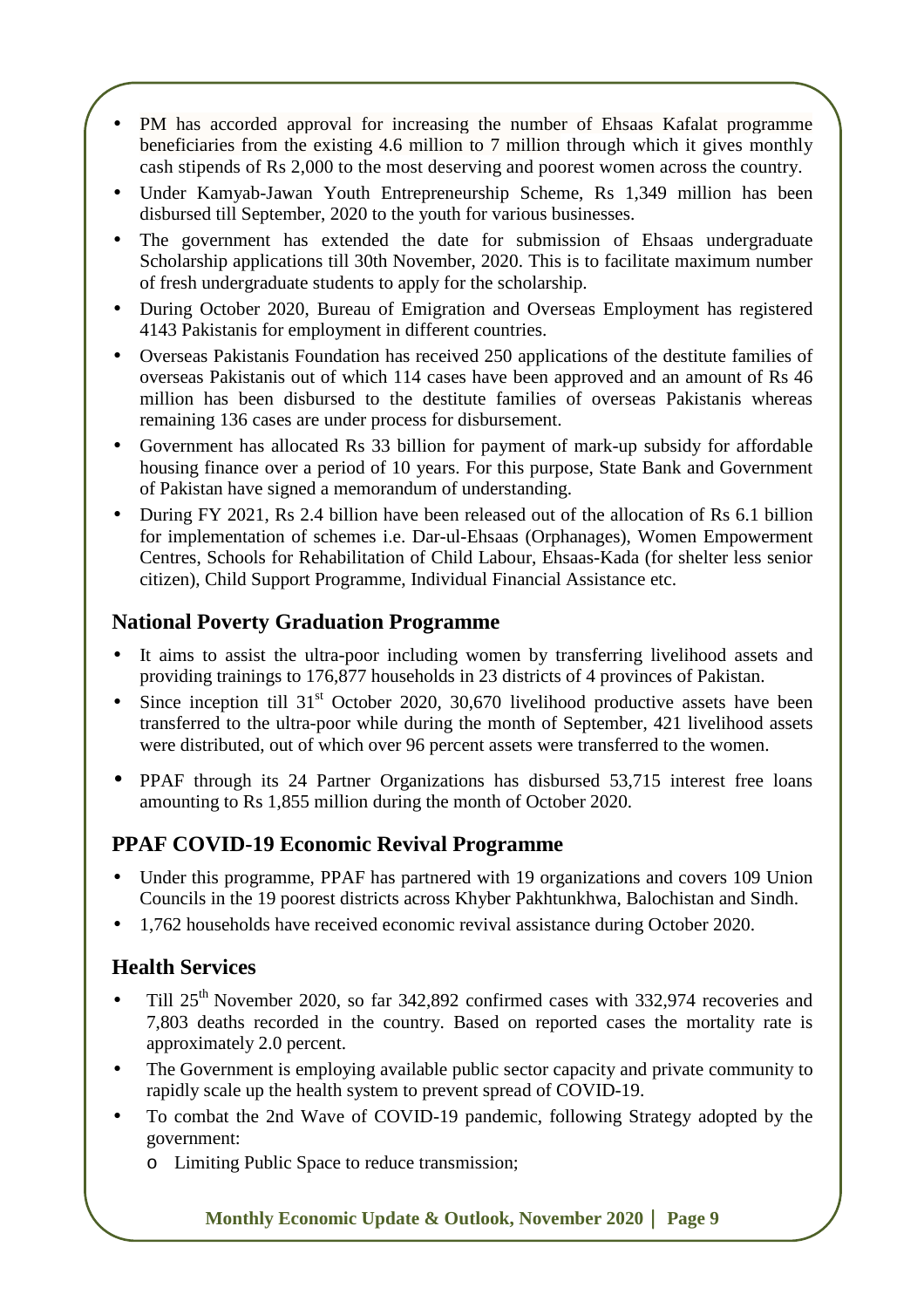- PM has accorded approval for increasing the number of Ehsaas Kafalat programme beneficiaries from the existing 4.6 million to 7 million through which it gives monthly cash stipends of Rs 2,000 to the most deserving and poorest women across the country.
- Under Kamyab-Jawan Youth Entrepreneurship Scheme, Rs 1,349 million has been disbursed till September, 2020 to the youth for various businesses.
- The government has extended the date for submission of Ehsaas undergraduate Scholarship applications till 30th November, 2020. This is to facilitate maximum number of fresh undergraduate students to apply for the scholarship.
- During October 2020, Bureau of Emigration and Overseas Employment has registered 4143 Pakistanis for employment in different countries.
- Overseas Pakistanis Foundation has received 250 applications of the destitute families of overseas Pakistanis out of which 114 cases have been approved and an amount of Rs 46 million has been disbursed to the destitute families of overseas Pakistanis whereas remaining 136 cases are under process for disbursement.
- Government has allocated Rs 33 billion for payment of mark-up subsidy for affordable housing finance over a period of 10 years. For this purpose, State Bank and Government of Pakistan have signed a memorandum of understanding.
- During FY 2021, Rs 2.4 billion have been released out of the allocation of Rs 6.1 billion for implementation of schemes i.e. Dar-ul-Ehsaas (Orphanages), Women Empowerment Centres, Schools for Rehabilitation of Child Labour, Ehsaas-Kada (for shelter less senior citizen), Child Support Programme, Individual Financial Assistance etc.

## National Poverty Graduation Programme

- It aims to assist the ultra-poor including women by transferring livelihood assets and providing trainings to 176,877 households in 23 districts of 4 provinces of Pakistan.
- Since inception till 31st October 2020, 30,670 livelihood productive assets have been transferred to the ultra-poor while during the month of September, 421 livelihood assets were distributed, out of which over 96 percent assets were transferred to the women.
- PPAF through its 24 Partner Organizations has disbursed 53,715 interest free loans amounting to Rs 1,855 million during the month of October 2020.

## PPAF COVID-19 Economic Revival Programme

- Under this programme, PPAF has partnered with 19 organizations and covers 109 Union Councils in the 19 poorest districts across Khyber Pakhtunkhwa, Balochistan and Sindh.
- 1,762 households have received economic revival assistance during October 2020.

## Health Services

- Till 25th November 2020, so far 342,892 confirmed cases with 332,974 recoveries and 7,803 deaths recorded in the country. Based on reported cases the mortality rate is approximately 2.0 percent.
- The Government is employing available public sector capacity and private community to rapidly scale up the health system to prevent spread of COVID-19.
- To combat the 2nd Wave of COVID-19 pandemic, following Strategy adopted by the government:
  - Limiting Public Space to reduce transmission;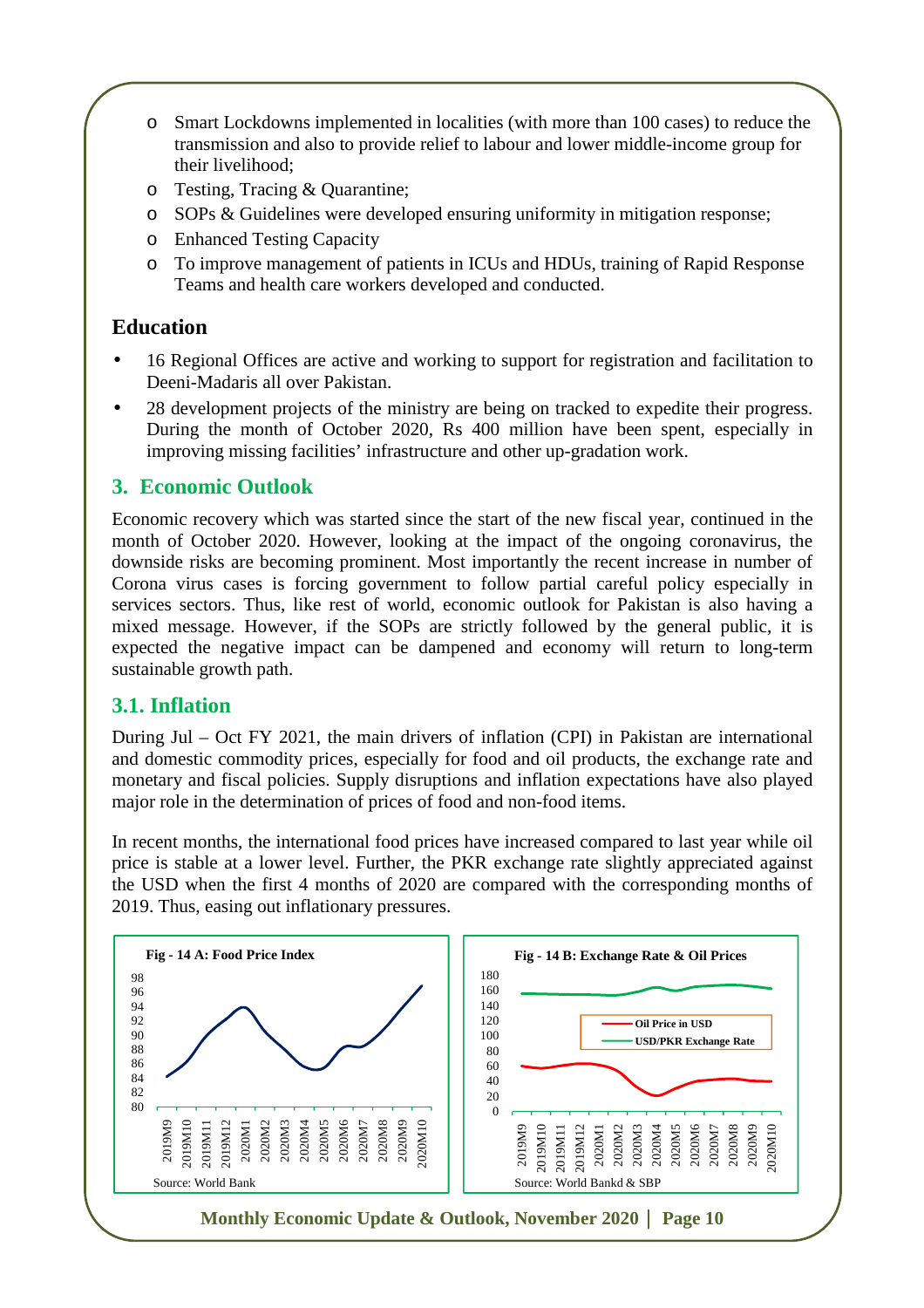- Smart Lockdowns implemented in localities (with more than 100 cases) to reduce the transmission and also to provide relief to labour and lower middle-income group for their livelihood;
- Testing, Tracing & Quarantine;
- SOPs & Guidelines were developed ensuring uniformity in mitigation response;
- Enhanced Testing Capacity
- To improve management of patients in ICUs and HDUs, training of Rapid Response Teams and health care workers developed and conducted.

## Education

- 16 Regional Offices are active and working to support for registration and facilitation to Deeni-Madaris all over Pakistan.
- 28 development projects of the ministry are being on tracked to expedite their progress. During the month of October 2020, Rs 400 million have been spent, especially in improving missing facilities' infrastructure and other up-gradation work.

## 3. Economic Outlook

Economic recovery which was started since the start of the new fiscal year, continued in the month of October 2020. However, looking at the impact of the ongoing coronavirus, the downside risks are becoming prominent. Most importantly the recent increase in number of Corona virus cases is forcing government to follow partial careful policy especially in services sectors. Thus, like rest of world, economic outlook for Pakistan is also having a mixed message. However, if the SOPs are strictly followed by the general public, it is expected the negative impact can be dampened and economy will return to long-term sustainable growth path.

### 3.1. Inflation

During Jul – Oct FY 2021, the main drivers of inflation (CPI) in Pakistan are international and domestic commodity prices, especially for food and oil products, the exchange rate and monetary and fiscal policies. Supply disruptions and inflation expectations have also played major role in the determination of prices of food and non-food items.

In recent months, the international food prices have increased compared to last year while oil price is stable at a lower level. Further, the PKR exchange rate slightly appreciated against the USD when the first 4 months of 2020 are compared with the corresponding months of 2019. Thus, easing out inflationary pressures.

**Fig - 14 A: Food Price Index**

Source: World Bank

**Fig - 14 B: Exchange Rate & Oil Prices**

Source: World Bankd & SBP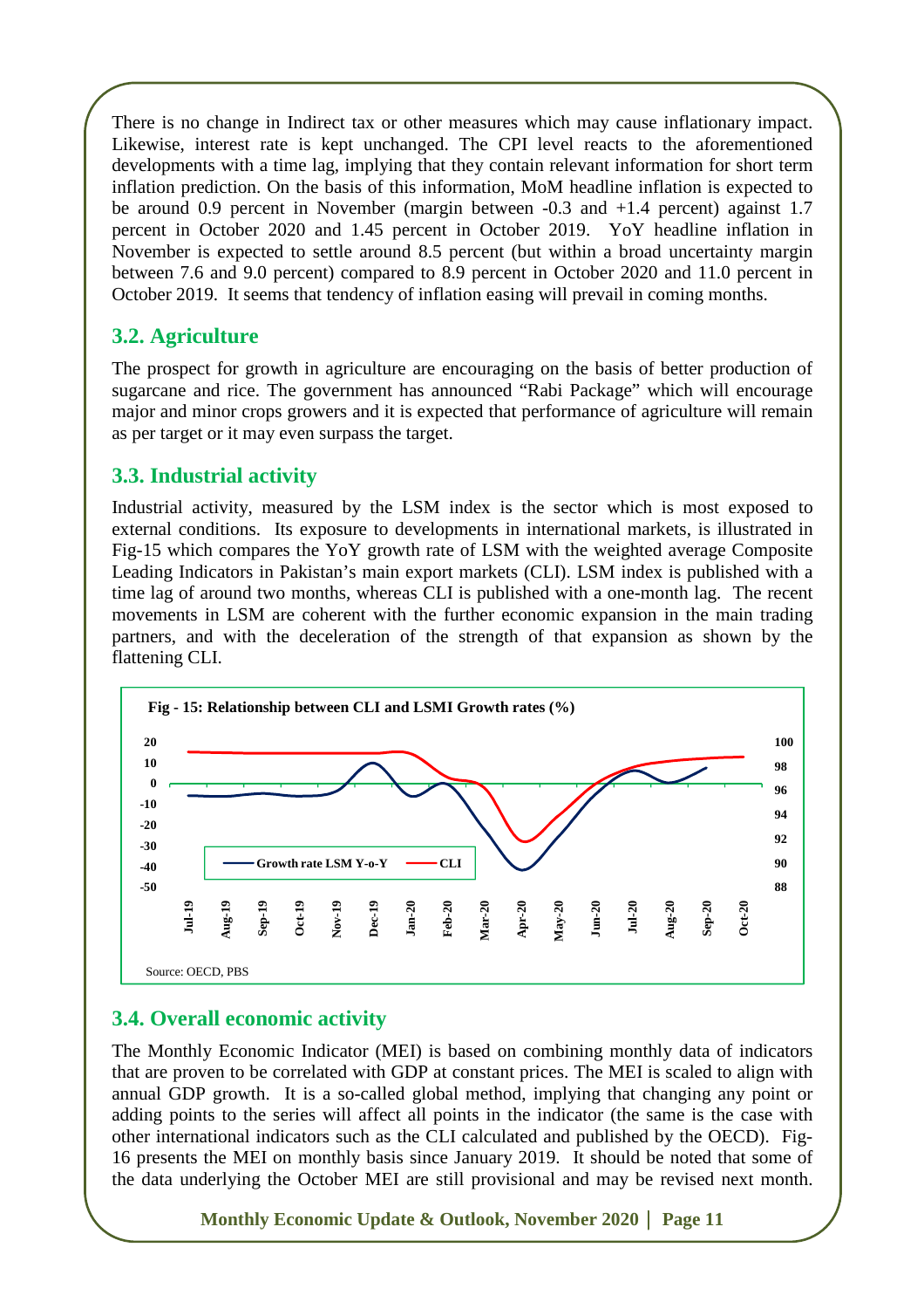There is no change in Indirect tax or other measures which may cause inflationary impact. Likewise, interest rate is kept unchanged. The CPI level reacts to the aforementioned developments with a time lag, implying that they contain relevant information for short term inflation prediction. On the basis of this information, MoM headline inflation is expected to be around 0.9 percent in November (margin between -0.3 and +1.4 percent) against 1.7 percent in October 2020 and 1.45 percent in October 2019. YoY headline inflation in November is expected to settle around 8.5 percent (but within a broad uncertainty margin between 7.6 and 9.0 percent) compared to 8.9 percent in October 2020 and 11.0 percent in October 2019. It seems that tendency of inflation easing will prevail in coming months.

## 3.2. Agriculture

The prospect for growth in agriculture are encouraging on the basis of better production of sugarcane and rice. The government has announced "Rabi Package" which will encourage major and minor crops growers and it is expected that performance of agriculture will remain as per target or it may even surpass the target.

## 3.3. Industrial activity

Industrial activity, measured by the LSM index is the sector which is most exposed to external conditions. Its exposure to developments in international markets, is illustrated in Fig-15 which compares the YoY growth rate of LSM with the weighted average Composite Leading Indicators in Pakistan's main export markets (CLI). LSM index is published with a time lag of around two months, whereas CLI is published with a one-month lag. The recent movements in LSM are coherent with the further economic expansion in the main trading partners, and with the deceleration of the strength of that expansion as shown by the flattening CLI.

**Fig - 15: Relationship between CLI and LSMI Growth rates (%)**

Source: OECD, PBS

## 3.4. Overall economic activity

The Monthly Economic Indicator (MEI) is based on combining monthly data of indicators that are proven to be correlated with GDP at constant prices. The MEI is scaled to align with annual GDP growth. It is a so-called global method, implying that changing any point or adding points to the series will affect all points in the indicator (the same is the case with other international indicators such as the CLI calculated and published by the OECD). Fig-16 presents the MEI on monthly basis since January 2019. It should be noted that some of the data underlying the October MEI are still provisional and may be revised next month.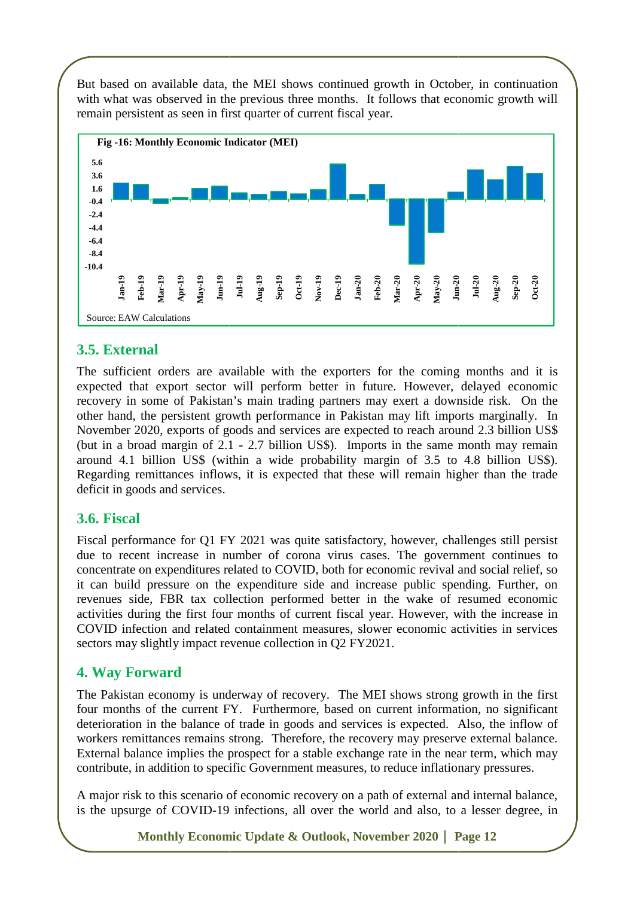But based on available data, the MEI shows continued growth in October, in continuation with what was observed in the previous three months. It follows that economic growth will remain persistent as seen in first quarter of current fiscal year.

**Fig -16: Monthly Economic Indicator (MEI)**

Source: EAW Calculations

## 3.5. External

The sufficient orders are available with the exporters for the coming months and it is expected that export sector will perform better in future. However, delayed economic recovery in some of Pakistan's main trading partners may exert a downside risk. On the other hand, the persistent growth performance in Pakistan may lift imports marginally. In November 2020, exports of goods and services are expected to reach around 2.3 billion US$ (but in a broad margin of 2.1 - 2.7 billion US$). Imports in the same month may remain around 4.1 billion US$ (within a wide probability margin of 3.5 to 4.8 billion US$). Regarding remittances inflows, it is expected that these will remain higher than the trade deficit in goods and services.

## 3.6. Fiscal

Fiscal performance for Q1 FY 2021 was quite satisfactory, however, challenges still persist due to recent increase in number of corona virus cases. The government continues to concentrate on expenditures related to COVID, both for economic revival and social relief, so it can build pressure on the expenditure side and increase public spending. Further, on revenues side, FBR tax collection performed better in the wake of resumed economic activities during the first four months of current fiscal year. However, with the increase in COVID infection and related containment measures, slower economic activities in services sectors may slightly impact revenue collection in Q2 FY2021.

# 4. Way Forward

The Pakistan economy is underway of recovery. The MEI shows strong growth in the first four months of the current FY. Furthermore, based on current information, no significant deterioration in the balance of trade in goods and services is expected. Also, the inflow of workers remittances remains strong. Therefore, the recovery may preserve external balance. External balance implies the prospect for a stable exchange rate in the near term, which may contribute, in addition to specific Government measures, to reduce inflationary pressures.

A major risk to this scenario of economic recovery on a path of external and internal balance, is the upsurge of COVID-19 infections, all over the world and also, to a lesser degree, in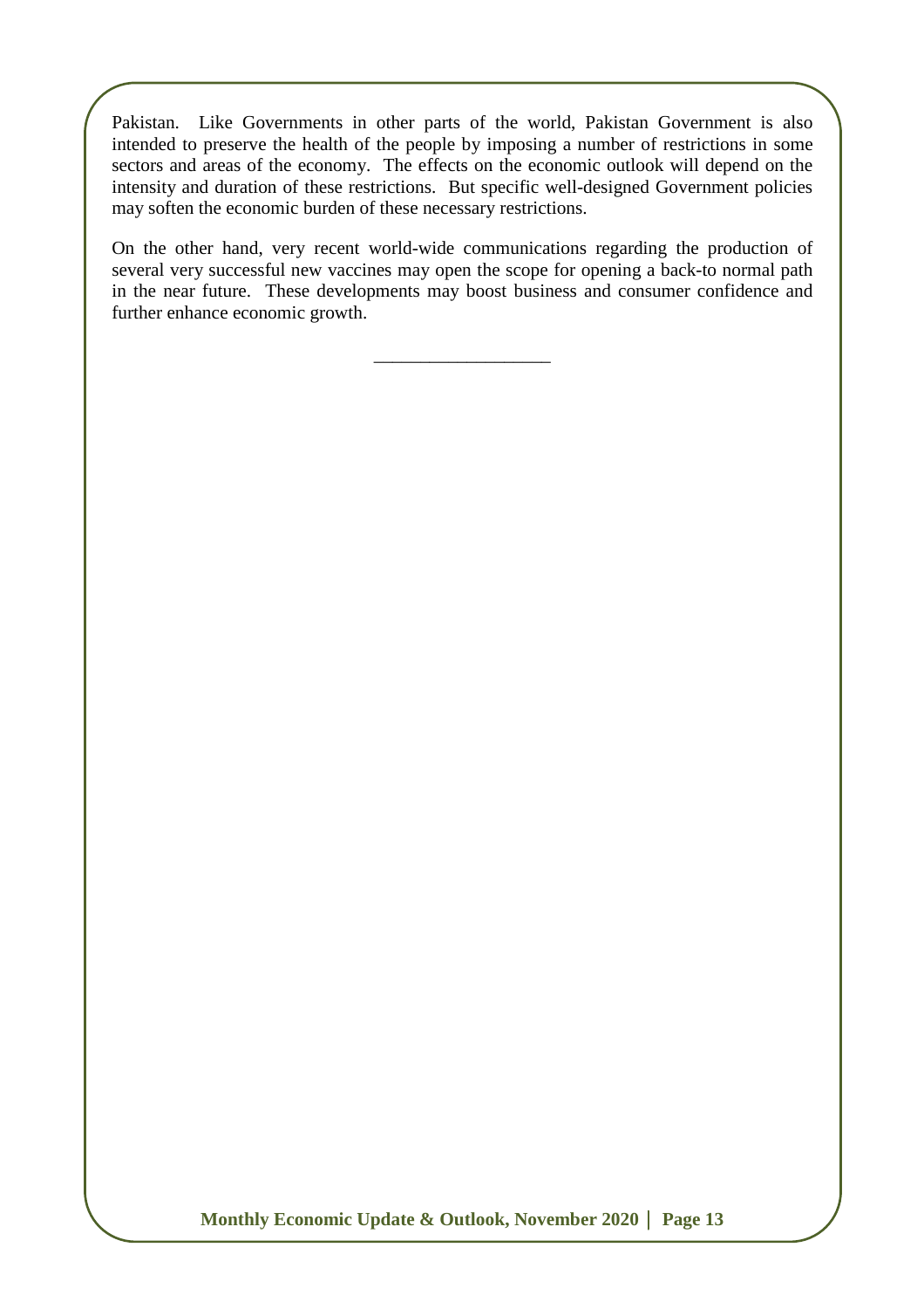Pakistan. Like Governments in other parts of the world, Pakistan Government is also intended to preserve the health of the people by imposing a number of restrictions in some sectors and areas of the economy. The effects on the economic outlook will depend on the intensity and duration of these restrictions. But specific well-designed Government policies may soften the economic burden of these necessary restrictions.

On the other hand, very recent world-wide communications regarding the production of several very successful new vaccines may open the scope for opening a back-to normal path in the near future. These developments may boost business and consumer confidence and further enhance economic growth.

___________________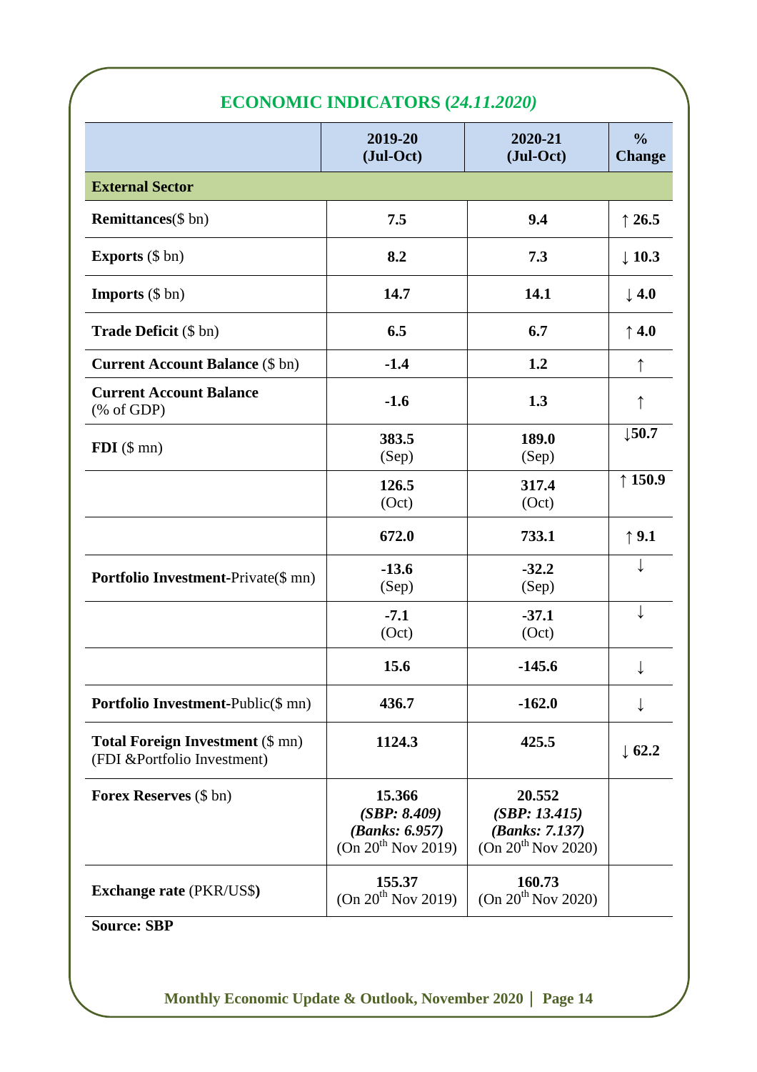## ECONOMIC INDICATORS (*24.11.2020*)

| | 2019-20 (Jul-Oct) | 2020-21 (Jul-Oct) | % Change |
|---|---|---|---|
| **External Sector** | | | |
| **Remittances**($ bn) | **7.5** | **9.4** | ↑ **26.5** |
| **Exports** ($ bn) | **8.2** | **7.3** | ↓ **10.3** |
| **Imports** ($ bn) | **14.7** | **14.1** | ↓ **4.0** |
| **Trade Deficit** ($ bn) | **6.5** | **6.7** | ↑ **4.0** |
| **Current Account Balance** ($ bn) | **-1.4** | **1.2** | ↑ |
| **Current Account Balance** (% of GDP) | **-1.6** | **1.3** | ↑ |
| **FDI** ($ mn) | **383.5** (Sep) | **189.0** (Sep) | ↓**50.7** |
| | **126.5** (Oct) | **317.4** (Oct) | ↑ **150.9** |
| | **672.0** | **733.1** | ↑ **9.1** |
| **Portfolio Investment**-Private($ mn) | **-13.6** (Sep) | **-32.2** (Sep) | ↓ |
| | **-7.1** (Oct) | **-37.1** (Oct) | ↓ |
| | **15.6** | **-145.6** | ↓ |
| **Portfolio Investment**-Public($ mn) | **436.7** | **-162.0** | ↓ |
| **Total Foreign Investment** ($ mn) (FDI &Portfolio Investment) | **1124.3** | **425.5** | ↓ **62.2** |
| **Forex Reserves** ($ bn) | **15.366** ***(SBP: 8.409)*** ***(Banks: 6.957)*** (On 20th Nov 2019) | **20.552** ***(SBP: 13.415)*** ***(Banks: 7.137)*** (On 20th Nov 2020) | |
| **Exchange rate** (PKR/US$) | **155.37** (On 20th Nov 2019) | **160.73** (On 20th Nov 2020) | |

**Source: SBP**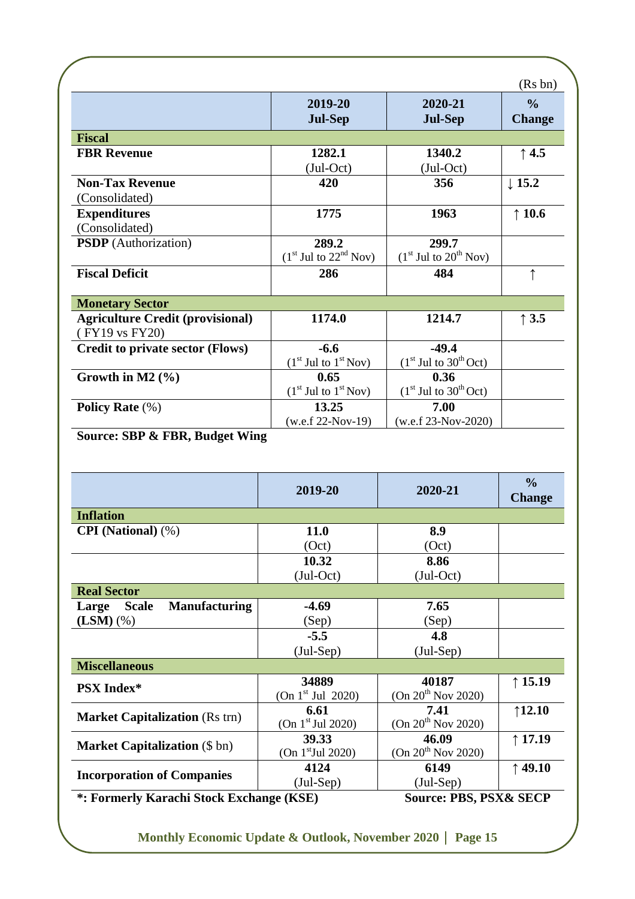(Rs bn)

| | 2019-20 Jul-Sep | 2020-21 Jul-Sep | % Change |
|---|---|---|---|
| **Fiscal** | | | |
| **FBR Revenue** | **1282.1** (Jul-Oct) | **1340.2** (Jul-Oct) | ↑ **4.5** |
| **Non-Tax Revenue** (Consolidated) | **420** | **356** | ↓ **15.2** |
| **Expenditures** (Consolidated) | **1775** | **1963** | ↑ **10.6** |
| **PSDP** (Authorization) | **289.2** (1st Jul to 22nd Nov) | **299.7** (1st Jul to 20th Nov) | |
| **Fiscal Deficit** | **286** | **484** | ↑ |
| **Monetary Sector** | | | |
| **Agriculture Credit (provisional)** ( FY19 vs FY20) | **1174.0** | **1214.7** | ↑ **3.5** |
| **Credit to private sector (Flows)** | **-6.6** (1st Jul to 1st Nov) | **-49.4** (1st Jul to 30th Oct) | |
| **Growth in M2 (%)** | **0.65** (1st Jul to 1st Nov) | **0.36** (1st Jul to 30th Oct) | |
| **Policy Rate** (%) | **13.25** (w.e.f 22-Nov-19) | **7.00** (w.e.f 23-Nov-2020) | |

**Source: SBP & FBR, Budget Wing**

| | 2019-20 | 2020-21 | % Change |
|---|---|---|---|
| **Inflation** | | | |
| **CPI (National)** (%) | **11.0** (Oct) | **8.9** (Oct) | |
| | **10.32** (Jul-Oct) | **8.86** (Jul-Oct) | |
| **Real Sector** | | | |
| **Large Scale Manufacturing (LSM)** (%) | **-4.69** (Sep) | **7.65** (Sep) | |
| | **-5.5** (Jul-Sep) | **4.8** (Jul-Sep) | |
| **Miscellaneous** | | | |
| **PSX Index*** | **34889** (On 1st Jul 2020) | **40187** (On 20th Nov 2020) | ↑ **15.19** |
| **Market Capitalization** (Rs trn) | **6.61** (On 1st Jul 2020) | **7.41** (On 20th Nov 2020) | ↑**12.10** |
| **Market Capitalization** ($ bn) | **39.33** (On 1st Jul 2020) | **46.09** (On 20th Nov 2020) | ↑ **17.19** |
| **Incorporation of Companies** | **4124** (Jul-Sep) | **6149** (Jul-Sep) | ↑ **49.10** |

**\*: Formerly Karachi Stock Exchange (KSE)** **Source: PBS, PSX& SECP**